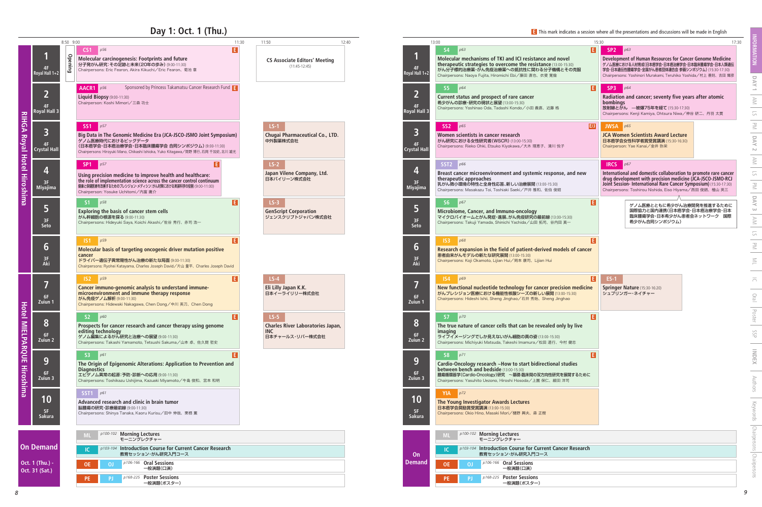# Day 1: Oct. 1 (Thu.)

E This mark indicates a session where all the presentations and discussions will be made in English

## RIHGA Royal Hotel Hiroshima

### Room 1 — 4F Royal Hall 1+2

8:50–9:00 Opening

**CS1** p56 E
**Molecular carcinogenesis: Footprints and future**
分子発がん研究：その足跡と未来(20年の歩み) (9:00-11:30)
Chairpersons: Eric Fearon, Akira Kikuchi／Eric Fearon、菊池 章

**CS Associate Editors' Meeting** (11:45-12:45)

**S4** p63 E
**Molecular mechanisms of TKI and ICI resistance and novel therapeutic strategies to overcome the resistance** (13:00-15:30)
がん分子標的治療薬・がん免疫治療薬への抵抗性に関わる分子機構とその克服
Chairpersons: Naoya Fujita, Hiromichi Ebi／藤田 直也、衣斐 寛倫

**SP2** p63
**Development of Human Resources for Cancer Genome Medicine**
ゲノム医療における人材育成(日本癌学会・日本癌治療学会・日本臨床腫瘍学会・日本人類遺伝学会・日本遺伝性腫瘍学会・全国がん患者団体連合会 参画シンポジウム) (15:30-17:30)
Chairpersons: Yoshinori Murakami, Teruhiko Yoshida／村上 善則、吉田 輝彦

### Room 2 — 4F Royal Hall 3

**AACR1** p56 Sponsored by Princess Takamatsu Cancer Research Fund E
**Liquid Biopsy** (9:00-11:30)
Chairperson: Koshi Mimori／三森 功士

**S5** p64 E
**Current status and prospect of rare cancer**
希少がんの診療・研究の現状と展望 (13:00-15:30)
Chairpersons: Yoshinao Oda, Tadashi Kondo／小田 義直、近藤 格

**SP3** p64
**Radiation and cancer; seventy five years after atomic bombings**
放射線とがん　―被爆75年を経て (15:30-17:30)
Chairpersons: Kenji Kamiya, Ohtsura Niwa／神谷 研二、丹羽 太貫

### Room 3 — 4F Crystal Hall

**SS1** p57
**Big Data in The Genomic Medicine Era (JCA-JSCO-JSMO Joint Symposium)**
ゲノム医療時代におけるビッグデータ
(日本癌学会・日本癌治療学会・日本臨床腫瘍学会 合同シンポジウム) (9:00-11:30)
Chairpersons: Hiroyuki Mano, Chikashi Ishioka, Yuko Kitagawa／間野 博行、石岡 千加史、北川 雄光

**LS-1**
**Chugai Pharmaceutical Co., LTD.**
中外製薬株式会社

**SS2** p65 E/J
**Women scientists in cancer research**
がん研究における女性研究者(WSCR) (13:00-15:30)
Chairpersons: Rieko Ohki, Etsuko Kiyokawa／大木 理恵子、清川 悦子

**JWSA** p65
**JCA Women Scientists Award Lecture**
日本癌学会女性科学者賞受賞講演 (15:30-16:30)
Chairperson: Yae Kanai／金井 弥栄

### Room 4 — 3F Miyajima

**SP1** p57 E
**Using precision medicine to improve health and healthcare: the role of implementation science across the cancer control continuum**
健康と保健医療を改善するためのプレシジョン・メディシン：がん対策における実装科学の役割 (9:00-11:00)
Chairperson: Yosuke Uchitomi／内富 庸介

**LS-2**
**Japan Vilene Company, Ltd.**
日本バイリーン株式会社

**SST2** p66
**Breast cancer microenvironment and systemic response, and new therapeutic approaches**
乳がん微小環境の特性と全身性応答、新しい治療展開 (13:00-15:30)
Chairpersons: Masakazu Toi, Toshiaki Saeki／戸井 雅和、佐伯 俊昭

**IRCS** p67
**International and domestic collaboration to promote rare cancer drug development with precision medicine (JCA-JSCO-JSMO-RCJ Joint Session- International Rare Cancer Symposium)** (15:30-17:30)
Chairpersons: Toshirou Nishida, Eiso Hiyama／西田 俊朗、檜山 英三

ゲノム医療とともに希少がん治療開発を推進するために国際協力と国内連携(日本癌学会・日本癌治療学会・日本臨床腫瘍学会・日本希少がん患者会ネットワーク　国際希少がん合同シンポジウム)

### Room 5 — 3F Seto

**S1** p58 E
**Exploring the basis of cancer stem cells**
がん幹細胞の根源を探る (9:00-11:30)
Chairpersons: Hideyuki Saya, Koichi Akashi／佐谷 秀行、赤司 浩一

**LS-3**
**GenScript Corporation**
ジェンスクリプトジャパン株式会社

**S6** p67 E
**Microbiome, Cancer, and Immuno-oncology**
マイクロバイオームとがん発症・進展、がん免疫研究の最前線 (13:00-15:30)
Chairpersons: Takuji Yamada, Shinichi Yachida／山田 拓司、谷内田 真一

### Room 6 — 3F Aki

**IS1** p59 E
**Molecular basis of targeting oncogenic driver mutation positive cancer**
ドライバー遺伝子異常陽性がん治療の新たな局面 (9:00-11:30)
Chairpersons: Ryohei Katayama, Charles Joseph David／片山 量平、Charles Joseph David

**IS3** p68 E
**Research expansion in the field of patient-derived models of cancer**
患者由来がんモデルの新たな研究展開 (13:00-15:30)
Chairpersons: Koji Okamoto, Lijian Hui／岡本 康司、Lijian Hui

## Hotel MIELPARQUE Hiroshima

### Room 7 — 6F Zuiun 1

**IS2** p59 E
**Cancer immuno-genomic analysis to understand immune-microenvironment and immune therapy response**
がん免疫ゲノム解析 (9:00-11:30)
Chairpersons: Hidewaki Nakagawa, Chen Dong／中川 英刀、Chen Dong

**LS-4**
**Eli Lilly Japan K.K.**
日本イーライリリー株式会社

**IS4** p69 E
**New functional nucleotide technology for cancer precision medicine**
がんプレシジョン医療における機能性核酸シーズの新しい展開 (13:00-15:30)
Chairpersons: Hideshi Ishii, Sheng Jinghao／石井 秀始、Sheng Jinghao

**ES-1**
**Springer Nature** (15:30-16:20)
シュプリンガー・ネイチャー

### Room 8 — 6F Zuiun 2

**S2** p60 E
**Prospects for cancer research and cancer therapy using genome editing technology**
ゲノム編集によるがん研究と治療への展望 (9:00-11:30)
Chairpersons: Takashi Yamamoto, Tetsushi Sakuma／山本 卓、佐久間 哲史

**LS-5**
**Charles River Laboratories Japan, INC**
日本チャールス・リバー株式会社

**S7** p70 E
**The true nature of cancer cells that can be revealed only by live imaging**
ライブイメージングでしか見えないがん細胞の真の姿 (13:00-15:30)
Chairpersons: Michiyuki Matsuda, Takeshi Imamura／松田 道行、今村 健志

### Room 9 — 6F Zuiun 3

**S3** p61 E
**The Origin of Epigenomic Alterations: Application to Prevention and Diagnostics**
エピゲノム異常の起源：予防・診断への応用 (9:00-11:30)
Chairpersons: Toshikazu Ushijima, Kazuaki Miyamoto／牛島 俊和、宮本 和明

**S8** p71 E
**Cardio-Oncology research ~How to start bidirectional studies between bench and bedside** (13:00-15:30)
腫瘍循環器学(Cardio-Oncology)研究　～基礎-臨床間の双方向性研究を展開するために
Chairpersons: Yasuhito Uezono, Hiroshi Hosoda／上園 保仁、細田 洋司

### Room 10 — 5F Sakura

**SST1** p61
**Advanced research and clinic in brain tumor**
脳腫瘍の研究・診療最前線 (9:00-11:30)
Chairpersons: Shinya Tanaka, Kaoru Kurisu／田中 伸哉、栗栖 薫

**YIA** p72
**The Young Investigator Awards Lectures**
日本癌学会奨励賞受賞講演 (13:00-15:30)
Chairpersons: Okio Hino, Masaki Mori／樋野 興夫、森 正樹

## On Demand

Oct. 1 (Thu.) - Oct. 31 (Sat.)

- **ML** p100-102 **Morning Lectures** モーニングレクチャー
- **IC** p103-104 **Introduction Course for Current Cancer Research** 教育セッション・がん研究入門コース
- **OE** / **OJ** p106-166 **Oral Sessions** 一般演題(口演)
- **PE** / **PJ** p168-225 **Poster Sessions** 一般演題(ポスター)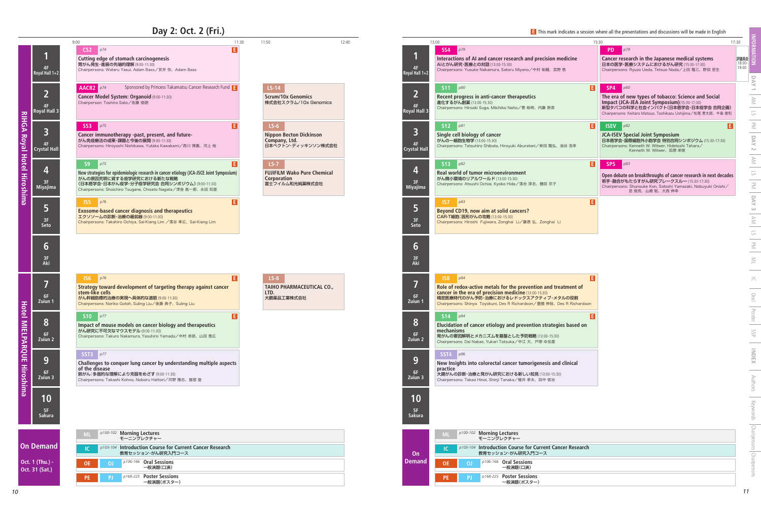# Day 2: Oct. 2 (Fri.)

E This mark indicates a session where all the presentations and discussions will be made in English

## RIHGA Royal Hotel Hiroshima

### Morning (9:00–11:30) / Luncheon Seminars (11:50–12:40)

| Room | 9:00–11:30 | 11:50–12:40 |
|---|---|---|
| 1 4F Royal Hall 1+2 | **CS2** p74 E **Cutting edge of stomach carcinogenesis** 胃がん発生・進展の先端的理解 (9:00-11:30) Chairpersons: Wataru Yasui, Adam Bass／安井 弥、Adam Bass | |
| 2 4F Royal Hall 3 | **AACR2** p74 Sponsored by Princess Takamatsu Cancer Research Fund E **Cancer Model System: Organoid** (9:00-11:30) Chairperson: Toshiro Sato／佐藤 俊朗 | **LS-14** Scrum/10x Genomics 株式会社スクラム/10x Genomics |
| 3 4F Crystal Hall | **SS3** p75 E **Cancer immunotherapy -past, present, and future-** がん免疫療法の成果・課題と今後の展開 (9:00-11:30) Chairpersons: Hiroyoshi Nishikawa, Yutaka Kawakami／西川 博嘉、河上 裕 | **LS-6** Nippon Becton Dickinson Company, Ltd. 日本ベクトン・ディッキンソン株式会社 |
| 4 3F Miyajima | **S9** p75 E **New strategies for epidemiologic research in cancer etiology (JCA-JSCE Joint Symposium)** がんの原因究明に資する疫学研究における新たな戦略 (日本癌学会・日本がん疫学・分子疫学研究会 合同シンポジウム) (9:00-11:30) Chairpersons: Shoichiro Tsugane, Chisato Nagata／津金 昌一郎、永田 知里 | **LS-7** FUJIFILM Wako Pure Chemical Corporation 富士フイルム和光純薬株式会社 |
| 5 3F Seto | **IS5** p76 E **Exosome-based cancer diagnosis and therapeutics** エクソソームの診断・治療の最前線 (9:00-11:30) Chairpersons: Takahiro Ochiya, Sai-Kiang Lim／落谷 孝広、Sai-Kiang Lim | |
| 6 3F Aki | | |

## Hotel MIELPARQUE Hiroshima

| Room | 9:00–11:30 | 11:50–12:40 |
|---|---|---|
| 7 6F Zuiun 1 | **IS6** p76 E **Strategy toward development of targeting therapy against cancer stem-like cells** がん幹細胞標的治療の実現へ具体的な道筋 (9:00-11:30) Chairpersons: Noriko Gotoh, Suling Liu／後藤 典子、Suling Liu | **LS-8** TAIHO PHARMACEUTICAL CO., LTD. 大鵬薬品工業株式会社 |
| 8 6F Zuiun 2 | **S10** p77 E **Impact of mouse models on cancer biology and therapeutics** がん研究に不可欠なマウスモデル (9:00-11:30) Chairpersons: Takuro Nakamura, Yasuhiro Yamada／中村 卓郎、山田 泰広 | |
| 9 6F Zuiun 3 | **SST3** p77 **Challenges to conquer lung cancer by understanding multiple aspects of the disease** 肺がん：多面的な理解により克服をめざす (9:00-11:30) Chairpersons: Takashi Kohno, Noboru Hattori／河野 隆志、服部 登 | |
| 10 5F Sakura | | |

### On Demand (Oct. 1 (Thu.) - Oct. 31 (Sat.))

- **ML** p100-102 Morning Lectures モーニングレクチャー
- **IC** p103-104 Introduction Course for Current Cancer Research 教育セッション・がん研究入門コース
- **OE** / **OJ** p106-166 Oral Sessions 一般演題(口演)
- **PE** / **PJ** p168-225 Poster Sessions 一般演題(ポスター)

## Afternoon (13:00–15:30 / 15:30–17:30)

| Room | 13:00–15:30 | 15:30–17:30 |
|---|---|---|
| 1 4F Royal Hall 1+2 | **SS4** p79 **Interactions of AI and cancer research and precision medicine** AIとがん研究・医療との対話 (13:00-15:30) Chairpersons: Yusuke Nakamura, Satoru Miyano／中村 祐輔、宮野 悟 | **PD** p79 **Cancer research in the Japanese medical systems** 日本の医学・医療システムにおけるがん研究 (15:30-17:30) Chairpersons: Ryuzo Ueda, Tetsuo Noda／上田 龍三、野田 哲生 (評議員会 18:00-19:00) |
| 2 4F Royal Hall 3 | **S11** p80 E **Recent progress in anti-cancer therapeutics** 進化するがん創薬 (13:00-15:30) Chairpersons: Hiroaki Suga, Mikihiko Naito／菅 裕明、内藤 幹彦 | **SP4** p80 **The era of new types of tobacco: Science and Social Impact (JCA-JEA Joint Symposium)** (15:30-17:30) 新型タバコの科学と社会インパクト(日本癌学会・日本疫学会 合同企画) Chairpersons: Keitaro Matsuo, Toshikazu Ushijima／松尾 恵太郎、牛島 俊和 |
| 3 4F Crystal Hall | **S12** p81 E **Single cell biology of cancer** がんの一細胞生物学 (13:00-15:30) Chairpersons: Tatsuhiro Shibata, Hiroyuki Aburatani／柴田 龍弘、油谷 浩幸 | **ISEV** p82 E **JCA-ISEV Special Joint Symposium** 日本癌学会・国際細胞外小胞学会 特別合同シンポジウム (15:30-17:30) Chairpersons: Kenneth W. Witwer, Hidetoshi Tahara／Kenneth W. Witwer、田原 栄俊 |
| 4 3F Miyajima | **S13** p82 E **Real world of tumor microenvironment** がん微小環境のリアルワールド (13:00-15:30) Chairpersons: Atsushi Ochiai, Kyoko Hida／落合 淳志、樋田 京子 | **SP5** p83 **Open debate on breakthroughs of cancer research in next decades** 若手・融合がもたらすがん研究ブレークスルー (15:30-17:30) Chairpersons: Shunsuke Kon, Satoshi Yamazaki, Nobuyuki Onishi／昆 俊亮、山崎 聡、大西 伸幸 |
| 5 3F Seto | **IS7** p83 E **Beyond CD19, now aim at solid cancers?** CAR-T細胞：固形がんの攻略 (13:00-15:30) Chairpersons: Hiroshi Fujiwara, Zonghai Li／藤原 弘、Zonghai Li | |
| 6 3F Aki | | |
| 7 6F Zuiun 1 | **IS8** p84 E **Role of redox-active metals for the prevention and treatment of cancer in the era of precision medicine** (13:00-15:30) 精密医療時代のがん予防・治療におけるレドックスアクティブ・メタルの役割 Chairpersons: Shinya Toyokuni, Des R Richardson／豊國 伸哉、Des R Richardson | |
| 8 6F Zuiun 2 | **S14** p84 E **Elucidation of cancer etiology and prevention strategies based on mechanisms** 発がんの要因解明とメカニズムを基盤とした予防戦略 (13:00-15:30) Chairpersons: Dai Nakae, Yukari Totsuka／中江 大、戸塚 ゆか里 | |
| 9 6F Zuiun 3 | **SST4** p86 **New Insights into colorectal cancer tumorigenesis and clinical practice** 大腸がんの診断・治療と発がん研究における新しい知見 (13:00-15:30) Chairpersons: Takao Hinoi, Shinji Tanaka／檜井 孝夫、田中 信治 | |
| 10 5F Sakura | | |

### On Demand

- **ML** p100-102 Morning Lectures モーニングレクチャー
- **IC** p103-104 Introduction Course for Current Cancer Research 教育セッション・がん研究入門コース
- **OE** / **OJ** p106-166 Oral Sessions 一般演題(口演)
- **PE** / **PJ** p168-225 Poster Sessions 一般演題(ポスター)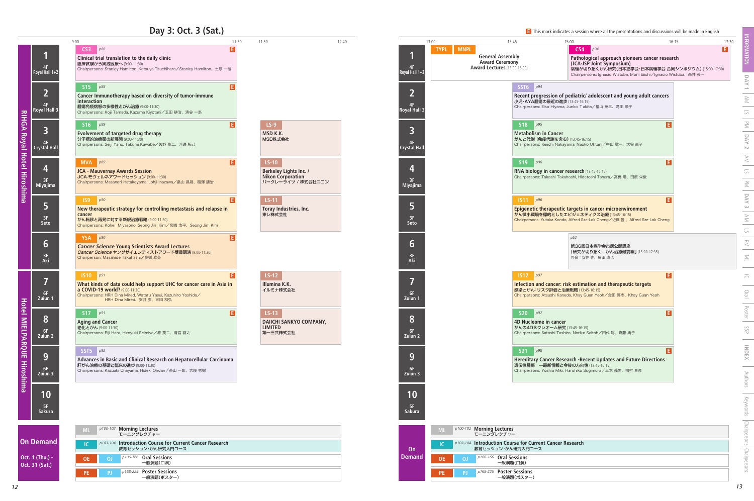# Day 3: Oct. 3 (Sat.)

E This mark indicates a session where all the presentations and discussions will be made in English

## Morning (9:00–12:40)

### RIHGA Royal Hotel Hiroshima

**1 — 4F Royal Hall 1+2**

CS3 p88 E
**Clinical trial translation to the daily clinic**
臨床試験から実践医療へ (9:00-11:30)
Chairpersons: Stanley Hamilton, Katsuya Tsuchihara／Stanley Hamilton、土原 一哉

**2 — 4F Royal Hall 3**

S15 p88 E
**Cancer Immunotherapy based on diversity of tumor-immune interaction**
腫瘍免疫病態の多様性とがん治療 (9:00-11:30)
Chairpersons: Koji Tamada, Kazuma Kiyotani／玉田 耕治、清谷 一馬

**3 — 4F Crystal Hall**

S16 p89 E
**Evolvement of targeted drug therapy**
分子標的治療薬の新展開 (9:00-11:30)
Chairpersons: Seiji Yano, Takumi Kawabe／矢野 聖二、河邊 拓己

LS-9
MSD K.K.
MSD株式会社

**4 — 3F Miyajima**

MVA p89 E
**JCA - Mauvernay Awards Session**
JCA-モヴェルネアワードセッション (9:00-11:30)
Chairpersons: Masanori Hatakeyama, Johji Inazawa／畠山 昌則、稲澤 譲治

LS-10
Berkeley Lights Inc. / Nikon Corporation
バークレーライツ / 株式会社ニコン

**5 — 3F Seto**

IS9 p90 E
**New therapeutic strategy for controlling metastasis and relapse in cancer**
がん転移と再発に対する新規治療戦略 (9:00-11:30)
Chairpersons: Kohei Miyazono, Seong Jin Kim／宮園 浩平、Seong Jin Kim

LS-11
Toray Industries, Inc.
東レ株式会社

**6 — 3F Aki**

YSA p90 E
***Cancer Science* Young Scientists Award Lectures**
*Cancer Science* ヤングサイエンティストアワード受賞講演 (9:00-11:30)
Chairperson: Masahide Takahashi／高橋 雅英

### Hotel MIELPARQUE Hiroshima

**7 — 6F Zuiun 1**

IS10 p91 E
**What kinds of data could help support UHC for cancer care in Asia in a COVID-19 world?** (9:00-11:30)
Chairpersons: HRH Dina Mired, Wataru Yasui, Kazuhiro Yoshida／HRH Dina Mired、安井 弥、吉田 和弘

LS-12
Illumina K.K.
イルミナ株式会社

**8 — 6F Zuiun 2**

S17 p91 E
**Aging and Cancer**
老化とがん (9:00-11:30)
Chairpersons: Eiji Hara, Hiroyuki Seimiya／原 英二、清宮 啓之

LS-13
DAIICHI SANKYO COMPANY, LIMITED
第一三共株式会社

**9 — 6F Zuiun 3**

SST5 p92
**Advances in Basic and Clinical Research on Hepatocellular Carcinoma**
肝がん治療の基礎と臨床の進歩 (9:00-11:30)
Chairpersons: Kazuaki Chayama, Hideki Ohdan／茶山 一彰、大段 秀樹

**10 — 5F Sakura**

### On Demand (Oct. 1 (Thu.) - Oct. 31 (Sat.))

- ML p100-102 **Morning Lectures** モーニングレクチャー
- IC p103-104 **Introduction Course for Current Cancer Research** 教育セッション・がん研究入門コース
- OE / OJ p106-166 **Oral Sessions** 一般演題(口演)
- PE / PJ p168-225 **Poster Sessions** 一般演題(ポスター)

## Afternoon (13:00–17:30)

### RIHGA Royal Hotel Hiroshima

**1 — 4F Royal Hall 1+2**

TYPL / MNPL
**General Assembly**
**Award Ceremony**
**Award Lectures** (13:00-15:00)

CS4 p94 E
**Pathological approach pioneers cancer research (JCA-JSP Joint Symposium)**
病理が切り拓くがん研究(日本癌学会・日本病理学会 合同シンポジウム) (15:00-17:30)
Chairpersons: Ignacio Wistuba, Morii Eiichi／Ignacio Wistuba、森井 英一

**2 — 4F Royal Hall 3**

SST6 p94
**Recent progression of pediatric/ adolescent and young adult cancers**
小児・AYA腫瘍の最近の進歩 (13:45-16:15)
Chairpersons: Eiso Hiyama, Junko Takita／檜山 英三、滝田 順子

**3 — 4F Crystal Hall**

S18 p95 E
**Metabolism in Cancer**
がんと代謝 (免疫代謝を含む) (13:45-16:15)
Chairpersons: Keiichi Nakayama, Naoko Ohtani／中山 敬一、大谷 直子

**4 — 3F Miyajima**

S19 p96 E
**RNA biology in cancer research** (13:45-16:15)
Chairpersons: Takashi Takahashi, Hidetoshi Tahara／高橋 隆、田原 栄俊

**5 — 3F Seto**

IS11 p96 E
**Epigenetic therapeutic targets in cancer microenvironment**
がん微小環境を標的としたエピジェネティクス治療 (13:45-16:15)
Chairpersons: Yutaka Kondo, Alfred Sze-Lok Cheng／近藤 豊、Alfred Sze-Lok Cheng

**6 — 3F Aki**

p52
第36回日本癌学会市民公開講座
「研究が切り拓く　がん治療最前線」(15:00-17:35)
司会：安井 弥、藤田 直也

### Hotel MIELPARQUE Hiroshima

**7 — 6F Zuiun 1**

IS12 p97 E
**Infection and cancer: risk estimation and therapeutic targets**
感染とがん:リスク評価と治療戦略 (13:45-16:15)
Chairpersons: Atsushi Kaneda, Khay Guan Yeoh／金田 篤志、Khay Guan Yeoh

**8 — 6F Zuiun 2**

S20 p97 E
**4D Nucleome in cancer**
がんの4Dヌクレオーム研究 (13:45-16:15)
Chairpersons: Satoshi Tashiro, Noriko Saitoh／田代 聡、齋藤 典子

**9 — 6F Zuiun 3**

S21 p98 E
**Hereditary Cancer Research -Recent Updates and Future Directions**
遺伝性腫瘍　―最新情報と今後の方向性 (13:45-16:15)
Chairpersons: Yoshio Miki, Haruhiko Sugimura／三木 義男、椙村 春彦

**10 — 5F Sakura**

### On Demand

- ML p100-102 **Morning Lectures** モーニングレクチャー
- IC p103-104 **Introduction Course for Current Cancer Research** 教育セッション・がん研究入門コース
- OE / OJ p106-166 **Oral Sessions** 一般演題(口演)
- PE / PJ p168-225 **Poster Sessions** 一般演題(ポスター)